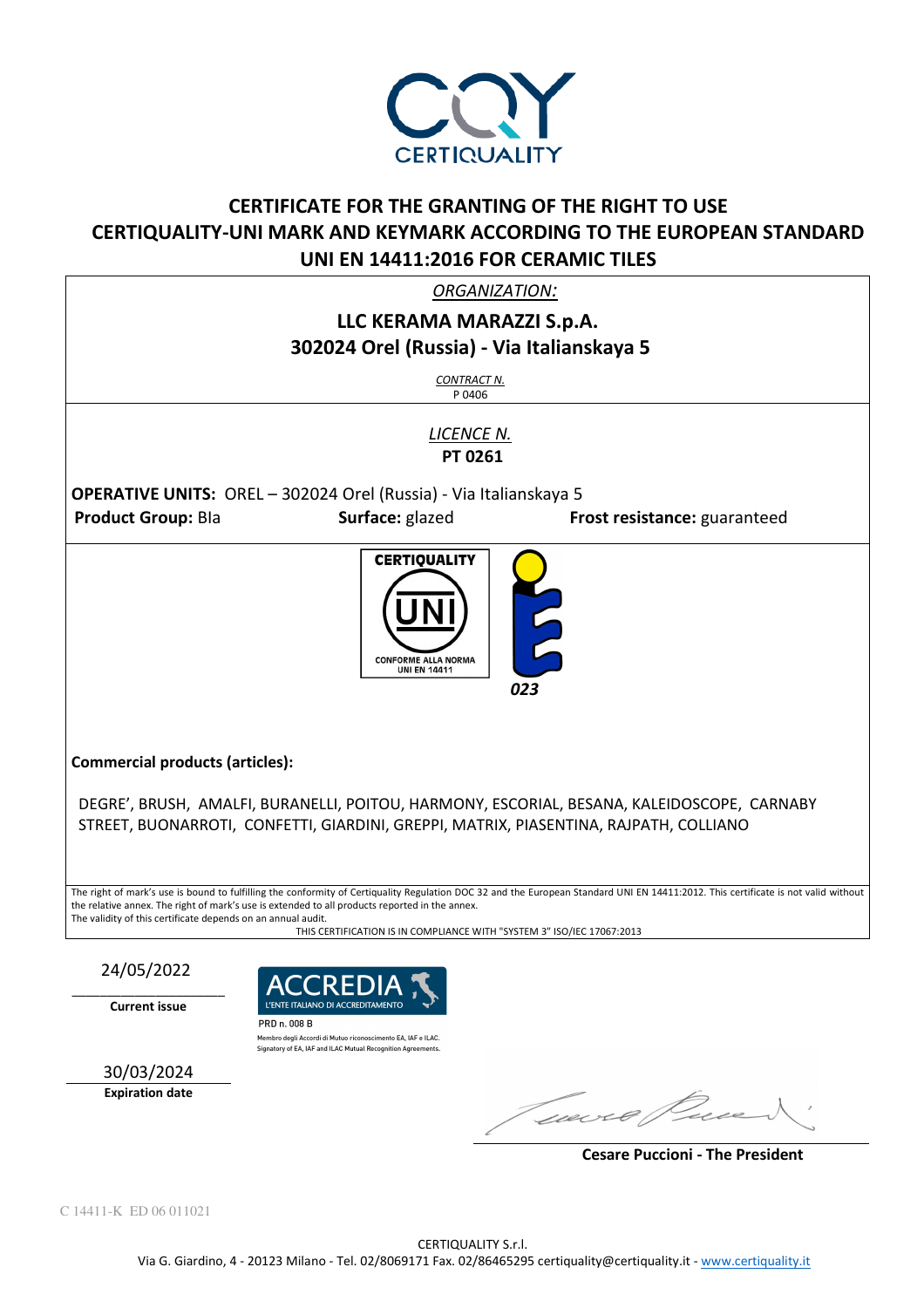CERTIQUALITY

# CERTIFICATE FOR THE GRANTING OF THE RIGHT TO USE CERTIQUALITY-UNI MARK AND KEYMARK ACCORDING TO THE EUROPEAN STANDARD UNI EN 14411:2016 FOR CERAMIC TILES

*ORGANIZATION:*

**LLC KERAMA MARAZZI S.p.A.**
**302024 Orel (Russia) - Via Italianskaya 5**

*CONTRACT N.*
P 0406

*LICENCE N.*
**PT 0261**

**OPERATIVE UNITS:** OREL – 302024 Orel (Russia) - Via Italianskaya 5

**Product Group:** BIa **Surface:** glazed **Frost resistance:** guaranteed

CERTIQUALITY UNI CONFORME ALLA NORMA UNI EN 14411

023

**Commercial products (articles):**

DEGRE', BRUSH, AMALFI, BURANELLI, POITOU, HARMONY, ESCORIAL, BESANA, KALEIDOSCOPE, CARNABY STREET, BUONARROTI, CONFETTI, GIARDINI, GREPPI, MATRIX, PIASENTINA, RAJPATH, COLLIANO

The right of mark's use is bound to fulfilling the conformity of Certiquality Regulation DOC 32 and the European Standard UNI EN 14411:2012. This certificate is not valid without the relative annex. The right of mark's use is extended to all products reported in the annex.
The validity of this certificate depends on an annual audit.

THIS CERTIFICATION IS IN COMPLIANCE WITH "SYSTEM 3" ISO/IEC 17067:2013

24/05/2022
**Current issue**

ACCREDIA L'ENTE ITALIANO DI ACCREDITAMENTO
PRD n. 008 B
Membro degli Accordi di Mutuo riconoscimento EA, IAF e ILAC.
Signatory of EA, IAF and ILAC Mutual Recognition Agreements.

30/03/2024
**Expiration date**

**Cesare Puccioni - The President**

C 14411-K ED 06 011021

CERTIQUALITY S.r.l.
Via G. Giardino, 4 - 20123 Milano - Tel. 02/8069171 Fax. 02/86465295 certiquality@certiquality.it - www.certiquality.it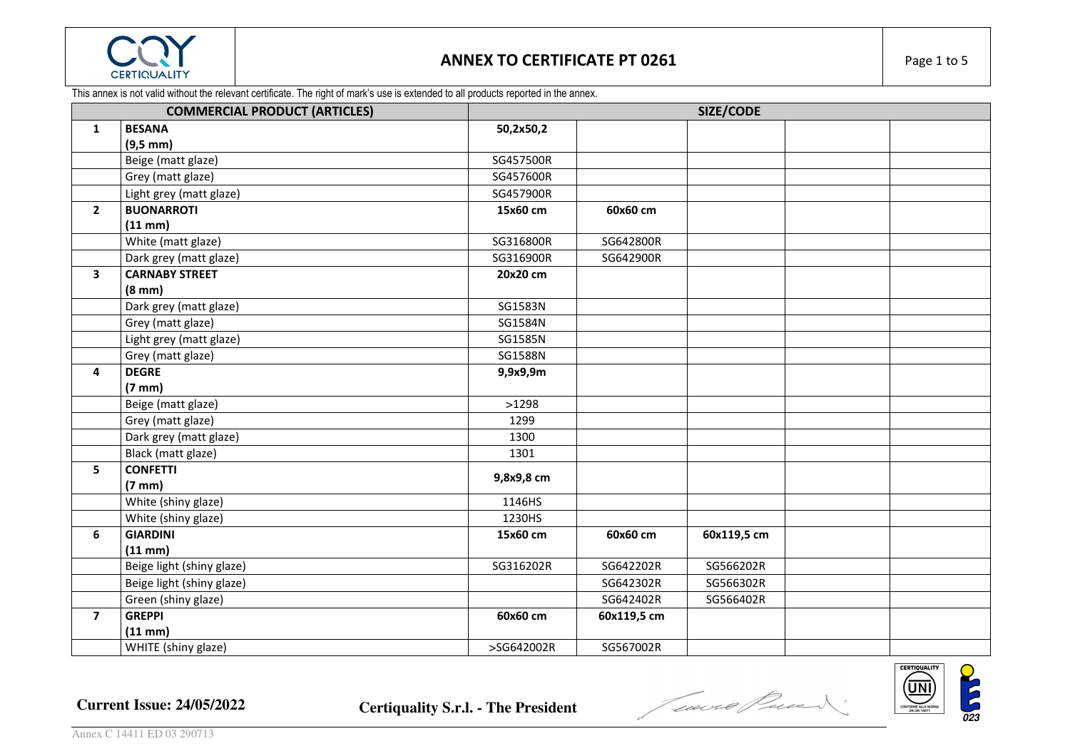## ANNEX TO CERTIFICATE PT 0261

This annex is not valid without the relevant certificate. The right of mark's use is extended to all products reported in the annex.

| COMMERCIAL PRODUCT (ARTICLES) | | SIZE/CODE | | | | |
|---|---|---|---|---|---|---|
| **1** | **BESANA (9,5 mm)** | **50,2x50,2** | | | | |
| | Beige (matt glaze) | SG457500R | | | | |
| | Grey (matt glaze) | SG457600R | | | | |
| | Light grey (matt glaze) | SG457900R | | | | |
| **2** | **BUONARROTI (11 mm)** | **15x60 cm** | **60x60 cm** | | | |
| | White (matt glaze) | SG316800R | SG642800R | | | |
| | Dark grey (matt glaze) | SG316900R | SG642900R | | | |
| **3** | **CARNABY STREET (8 mm)** | **20x20 cm** | | | | |
| | Dark grey (matt glaze) | SG1583N | | | | |
| | Grey (matt glaze) | SG1584N | | | | |
| | Light grey (matt glaze) | SG1585N | | | | |
| | Grey (matt glaze) | SG1588N | | | | |
| **4** | **DEGRE (7 mm)** | **9,9x9,9m** | | | | |
| | Beige (matt glaze) | >1298 | | | | |
| | Grey (matt glaze) | 1299 | | | | |
| | Dark grey (matt glaze) | 1300 | | | | |
| | Black (matt glaze) | 1301 | | | | |
| **5** | **CONFETTI (7 mm)** | **9,8x9,8 cm** | | | | |
| | White (shiny glaze) | 1146HS | | | | |
| | White (shiny glaze) | 1230HS | | | | |
| **6** | **GIARDINI (11 mm)** | **15x60 cm** | **60x60 cm** | **60x119,5 cm** | | |
| | Beige light (shiny glaze) | SG316202R | SG642202R | SG566202R | | |
| | Beige light (shiny glaze) | | SG642302R | SG566302R | | |
| | Green (shiny glaze) | | SG642402R | SG566402R | | |
| **7** | **GREPPI (11 mm)** | **60x60 cm** | **60x119,5 cm** | | | |
| | WHITE (shiny glaze) | >SG642002R | SG567002R | | | |

**Current Issue: 24/05/2022** **Certiquality S.r.l. - The President**

Annex C 14411 ED 03 290713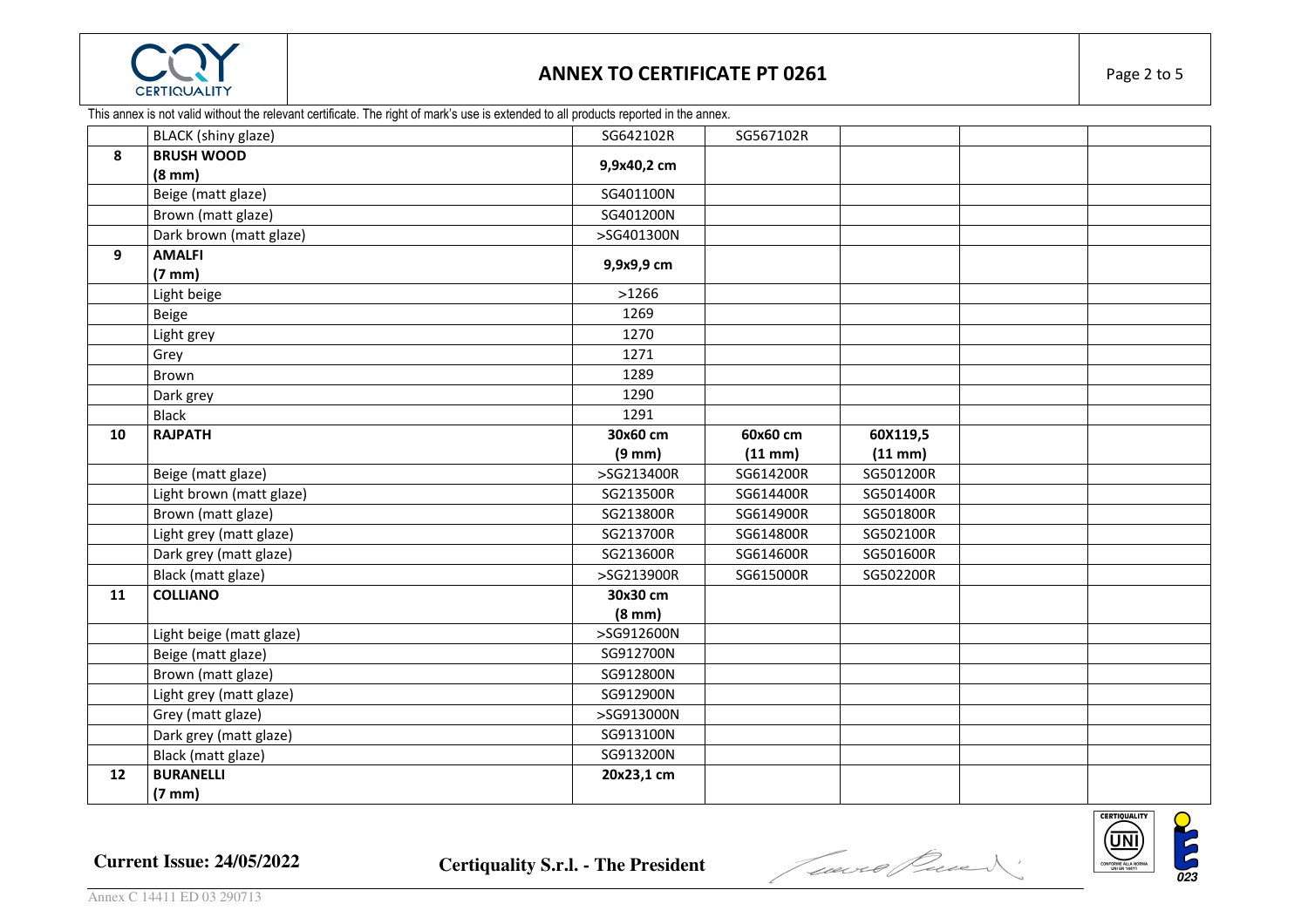## ANNEX TO CERTIFICATE PT 0261

This annex is not valid without the relevant certificate. The right of mark's use is extended to all products reported in the annex.

| | | | | | | |
|---|---|---|---|---|---|---|
| | BLACK (shiny glaze) | SG642102R | SG567102R | | | |
| **8** | **BRUSH WOOD (8 mm)** | **9,9x40,2 cm** | | | | |
| | Beige (matt glaze) | SG401100N | | | | |
| | Brown (matt glaze) | SG401200N | | | | |
| | Dark brown (matt glaze) | >SG401300N | | | | |
| **9** | **AMALFI (7 mm)** | **9,9x9,9 cm** | | | | |
| | Light beige | >1266 | | | | |
| | Beige | 1269 | | | | |
| | Light grey | 1270 | | | | |
| | Grey | 1271 | | | | |
| | Brown | 1289 | | | | |
| | Dark grey | 1290 | | | | |
| | Black | 1291 | | | | |
| **10** | **RAJPATH** | **30x60 cm (9 mm)** | **60x60 cm (11 mm)** | **60X119,5 (11 mm)** | | |
| | Beige (matt glaze) | >SG213400R | SG614200R | SG501200R | | |
| | Light brown (matt glaze) | SG213500R | SG614400R | SG501400R | | |
| | Brown (matt glaze) | SG213800R | SG614900R | SG501800R | | |
| | Light grey (matt glaze) | SG213700R | SG614800R | SG502100R | | |
| | Dark grey (matt glaze) | SG213600R | SG614600R | SG501600R | | |
| | Black (matt glaze) | >SG213900R | SG615000R | SG502200R | | |
| **11** | **COLLIANO** | **30x30 cm (8 mm)** | | | | |
| | Light beige (matt glaze) | >SG912600N | | | | |
| | Beige (matt glaze) | SG912700N | | | | |
| | Brown (matt glaze) | SG912800N | | | | |
| | Light grey (matt glaze) | SG912900N | | | | |
| | Grey (matt glaze) | >SG913000N | | | | |
| | Dark grey (matt glaze) | SG913100N | | | | |
| | Black (matt glaze) | SG913200N | | | | |
| **12** | **BURANELLI (7 mm)** | **20x23,1 cm** | | | | |

**Current Issue: 24/05/2022** **Certiquality S.r.l. - The President**

Annex C 14411 ED 03 290713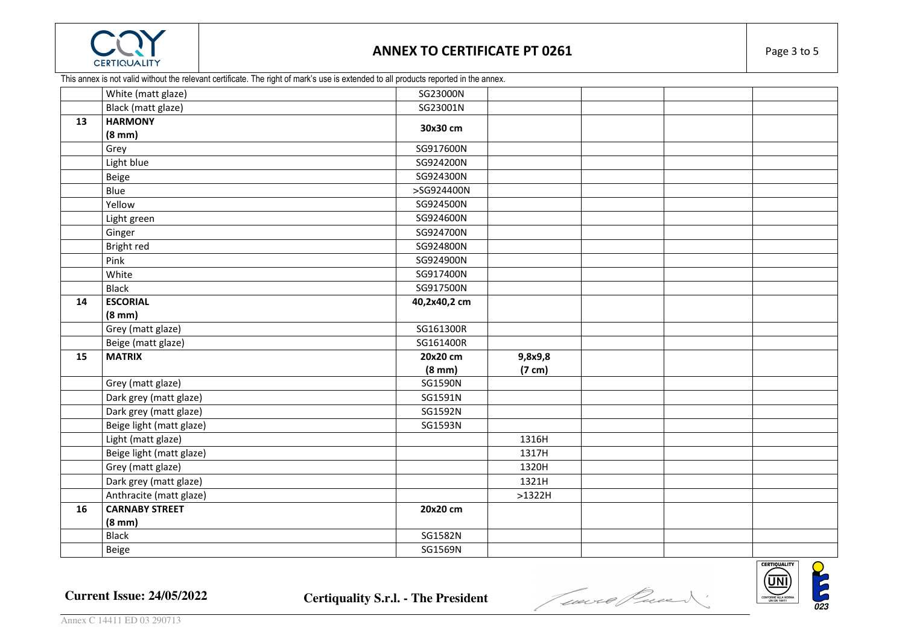# ANNEX TO CERTIFICATE PT 0261

This annex is not valid without the relevant certificate. The right of mark's use is extended to all products reported in the annex.

| | | | | | | |
|---|---|---|---|---|---|---|
| | White (matt glaze) | SG23000N | | | | |
| | Black (matt glaze) | SG23001N | | | | |
| **13** | **HARMONY** **(8 mm)** | **30x30 cm** | | | | |
| | Grey | SG917600N | | | | |
| | Light blue | SG924200N | | | | |
| | Beige | SG924300N | | | | |
| | Blue | >SG924400N | | | | |
| | Yellow | SG924500N | | | | |
| | Light green | SG924600N | | | | |
| | Ginger | SG924700N | | | | |
| | Bright red | SG924800N | | | | |
| | Pink | SG924900N | | | | |
| | White | SG917400N | | | | |
| | Black | SG917500N | | | | |
| **14** | **ESCORIAL** **(8 mm)** | **40,2x40,2 cm** | | | | |
| | Grey (matt glaze) | SG161300R | | | | |
| | Beige (matt glaze) | SG161400R | | | | |
| **15** | **MATRIX** | **20x20 cm** **(8 mm)** | **9,8x9,8** **(7 cm)** | | | |
| | Grey (matt glaze) | SG1590N | | | | |
| | Dark grey (matt glaze) | SG1591N | | | | |
| | Dark grey (matt glaze) | SG1592N | | | | |
| | Beige light (matt glaze) | SG1593N | | | | |
| | Light (matt glaze) | | 1316H | | | |
| | Beige light (matt glaze) | | 1317H | | | |
| | Grey (matt glaze) | | 1320H | | | |
| | Dark grey (matt glaze) | | 1321H | | | |
| | Anthracite (matt glaze) | | >1322H | | | |
| **16** | **CARNABY STREET** **(8 mm)** | **20x20 cm** | | | | |
| | Black | SG1582N | | | | |
| | Beige | SG1569N | | | | |

**Current Issue: 24/05/2022** **Certiquality S.r.l. - The President**

Annex C 14411 ED 03 290713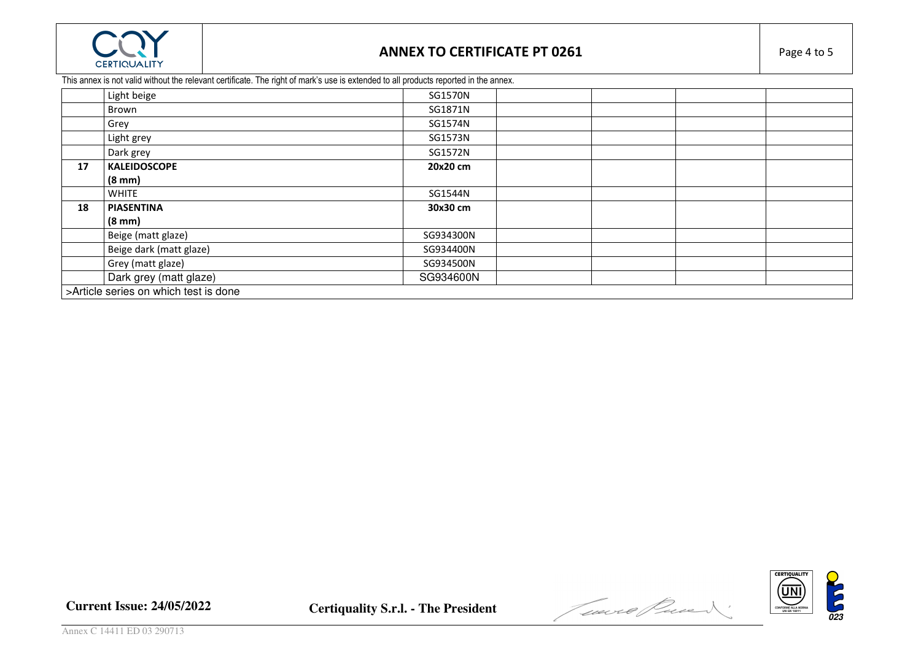## ANNEX TO CERTIFICATE PT 0261

This annex is not valid without the relevant certificate. The right of mark's use is extended to all products reported in the annex.

| | | | | | | |
|---|---|---|---|---|---|---|
| | Light beige | SG1570N | | | | |
| | Brown | SG1871N | | | | |
| | Grey | SG1574N | | | | |
| | Light grey | SG1573N | | | | |
| | Dark grey | SG1572N | | | | |
| **17** | **KALEIDOSCOPE (8 mm)** | **20x20 cm** | | | | |
| | WHITE | SG1544N | | | | |
| **18** | **PIASENTINA (8 mm)** | **30x30 cm** | | | | |
| | Beige (matt glaze) | SG934300N | | | | |
| | Beige dark (matt glaze) | SG934400N | | | | |
| | Grey (matt glaze) | SG934500N | | | | |
| | Dark grey (matt glaze) | SG934600N | | | | |
| >Article series on which test is done | | | | | | |

**Current Issue: 24/05/2022** **Certiquality S.r.l. - The President**

Annex C 14411 ED 03 290713